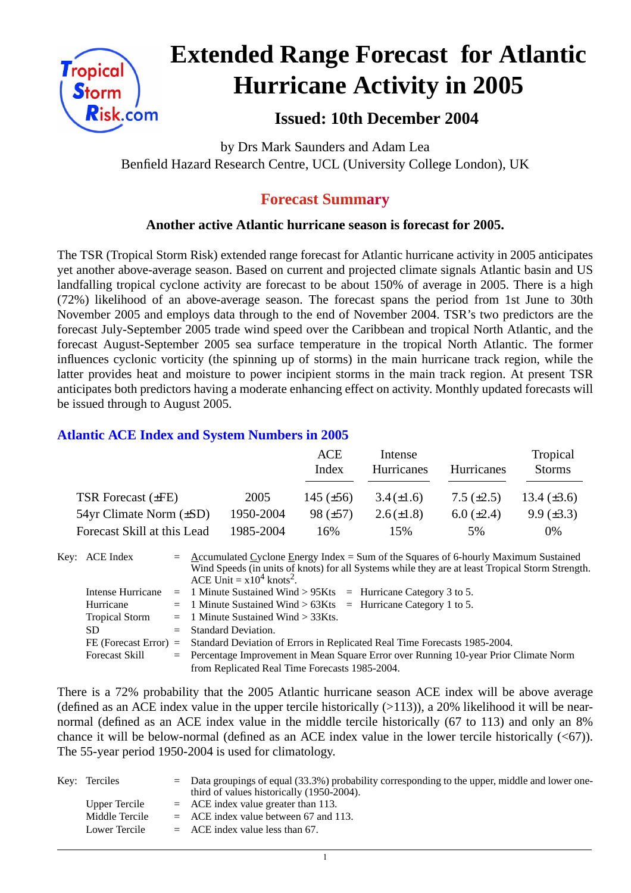# Extended Range Forecast for Atlantic Hurricane Activity in 2005

### Issued: 10th December 2004

by Drs Mark Saunders and Adam Lea
Benfield Hazard Research Centre, UCL (University College London), UK

## Forecast Summary

**Another active Atlantic hurricane season is forecast for 2005.**

The TSR (Tropical Storm Risk) extended range forecast for Atlantic hurricane activity in 2005 anticipates yet another above-average season. Based on current and projected climate signals Atlantic basin and US landfalling tropical cyclone activity are forecast to be about 150% of average in 2005. There is a high (72%) likelihood of an above-average season. The forecast spans the period from 1st June to 30th November 2005 and employs data through to the end of November 2004. TSR's two predictors are the forecast July-September 2005 trade wind speed over the Caribbean and tropical North Atlantic, and the forecast August-September 2005 sea surface temperature in the tropical North Atlantic. The former influences cyclonic vorticity (the spinning up of storms) in the main hurricane track region, while the latter provides heat and moisture to power incipient storms in the main track region. At present TSR anticipates both predictors having a moderate enhancing effect on activity. Monthly updated forecasts will be issued through to August 2005.

### Atlantic ACE Index and System Numbers in 2005

| | | ACE Index | Intense Hurricanes | Hurricanes | Tropical Storms |
|---|---|---|---|---|---|
| TSR Forecast (±FE) | 2005 | 145 (±56) | 3.4 (±1.6) | 7.5 (±2.5) | 13.4 (±3.6) |
| 54yr Climate Norm (±SD) | 1950-2004 | 98 (±57) | 2.6 (±1.8) | 6.0 (±2.4) | 9.9 (±3.3) |
| Forecast Skill at this Lead | 1985-2004 | 16% | 15% | 5% | 0% |

Key:
- ACE Index = Accumulated Cyclone Energy Index = Sum of the Squares of 6-hourly Maximum Sustained Wind Speeds (in units of knots) for all Systems while they are at least Tropical Storm Strength. ACE Unit = $x10^4$ $knots^2$.
- Intense Hurricane = 1 Minute Sustained Wind > 95Kts = Hurricane Category 3 to 5.
- Hurricane = 1 Minute Sustained Wind > 63Kts = Hurricane Category 1 to 5.
- Tropical Storm = 1 Minute Sustained Wind > 33Kts.
- SD = Standard Deviation.
- FE (Forecast Error) = Standard Deviation of Errors in Replicated Real Time Forecasts 1985-2004.
- Forecast Skill = Percentage Improvement in Mean Square Error over Running 10-year Prior Climate Norm from Replicated Real Time Forecasts 1985-2004.

There is a 72% probability that the 2005 Atlantic hurricane season ACE index will be above average (defined as an ACE index value in the upper tercile historically (>113)), a 20% likelihood it will be near-normal (defined as an ACE index value in the middle tercile historically (67 to 113) and only an 8% chance it will be below-normal (defined as an ACE index value in the lower tercile historically (<67)). The 55-year period 1950-2004 is used for climatology.

Key:
- Terciles = Data groupings of equal (33.3%) probability corresponding to the upper, middle and lower one-third of values historically (1950-2004).
- Upper Tercile = ACE index value greater than 113.
- Middle Tercile = ACE index value between 67 and 113.
- Lower Tercile = ACE index value less than 67.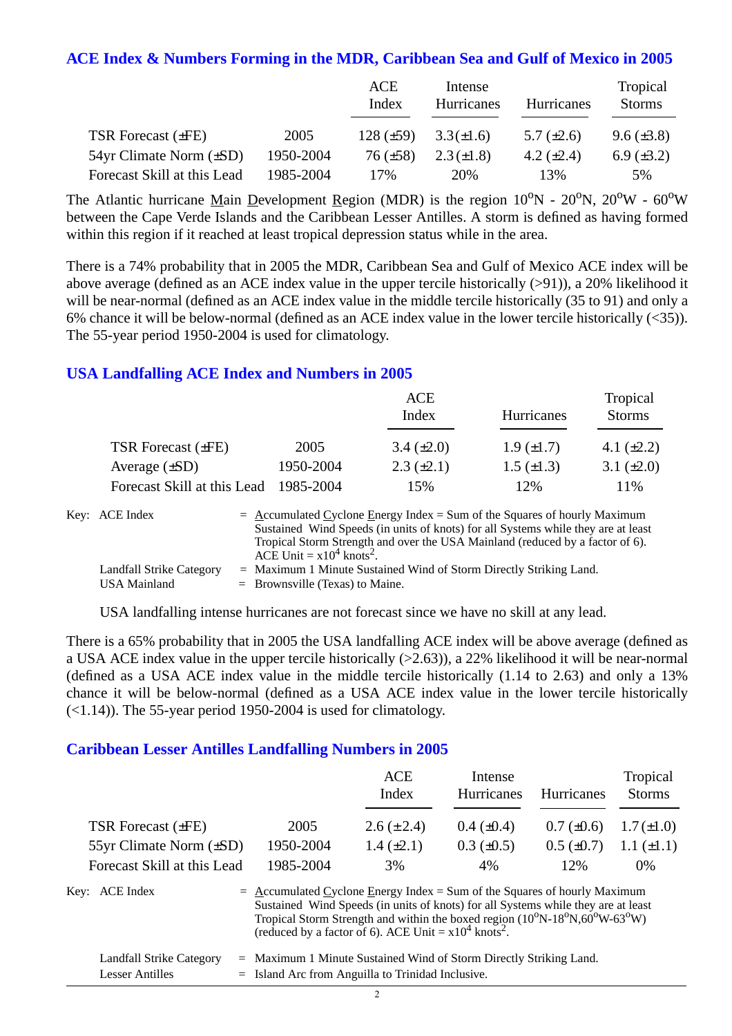## ACE Index & Numbers Forming in the MDR, Caribbean Sea and Gulf of Mexico in 2005

| | | ACE Index | Intense Hurricanes | Hurricanes | Tropical Storms |
|---|---|---|---|---|---|
| TSR Forecast (±FE) | 2005 | 128 (±59) | 3.3(±1.6) | 5.7 (±2.6) | 9.6 (±3.8) |
| 54yr Climate Norm (±SD) | 1950-2004 | 76 (±58) | 2.3 (±1.8) | 4.2 (±2.4) | 6.9 (±3.2) |
| Forecast Skill at this Lead | 1985-2004 | 17% | 20% | 13% | 5% |

The Atlantic hurricane Main Development Region (MDR) is the region 10°N - 20°N, 20°W - 60°W between the Cape Verde Islands and the Caribbean Lesser Antilles. A storm is defined as having formed within this region if it reached at least tropical depression status while in the area.

There is a 74% probability that in 2005 the MDR, Caribbean Sea and Gulf of Mexico ACE index will be above average (defined as an ACE index value in the upper tercile historically (>91)), a 20% likelihood it will be near-normal (defined as an ACE index value in the middle tercile historically (35 to 91) and only a 6% chance it will be below-normal (defined as an ACE index value in the lower tercile historically (<35)). The 55-year period 1950-2004 is used for climatology.

## USA Landfalling ACE Index and Numbers in 2005

| | | ACE Index | Hurricanes | Tropical Storms |
|---|---|---|---|---|
| TSR Forecast (±FE) | 2005 | 3.4 (±2.0) | 1.9 (±1.7) | 4.1 (±2.2) |
| Average (±SD) | 1950-2004 | 2.3 (±2.1) | 1.5 (±1.3) | 3.1 (±2.0) |
| Forecast Skill at this Lead | 1985-2004 | 15% | 12% | 11% |

Key: ACE Index = Accumulated Cyclone Energy Index = Sum of the Squares of hourly Maximum Sustained Wind Speeds (in units of knots) for all Systems while they are at least Tropical Storm Strength and over the USA Mainland (reduced by a factor of 6). ACE Unit = $x10^4$ knots$^2$.

Landfall Strike Category = Maximum 1 Minute Sustained Wind of Storm Directly Striking Land.

USA Mainland = Brownsville (Texas) to Maine.

USA landfalling intense hurricanes are not forecast since we have no skill at any lead.

There is a 65% probability that in 2005 the USA landfalling ACE index will be above average (defined as a USA ACE index value in the upper tercile historically (>2.63)), a 22% likelihood it will be near-normal (defined as a USA ACE index value in the middle tercile historically (1.14 to 2.63) and only a 13% chance it will be below-normal (defined as a USA ACE index value in the lower tercile historically (<1.14)). The 55-year period 1950-2004 is used for climatology.

## Caribbean Lesser Antilles Landfalling Numbers in 2005

| | | ACE Index | Intense Hurricanes | Hurricanes | Tropical Storms |
|---|---|---|---|---|---|
| TSR Forecast (±FE) | 2005 | 2.6 (±2.4) | 0.4 (±0.4) | 0.7 (±0.6) | 1.7 (±1.0) |
| 55yr Climate Norm (±SD) | 1950-2004 | 1.4 (±2.1) | 0.3 (±0.5) | 0.5 (±0.7) | 1.1 (±1.1) |
| Forecast Skill at this Lead | 1985-2004 | 3% | 4% | 12% | 0% |

Key: ACE Index = Accumulated Cyclone Energy Index = Sum of the Squares of hourly Maximum Sustained Wind Speeds (in units of knots) for all Systems while they are at least Tropical Storm Strength and within the boxed region (10°N-18°N, 60°W-63°W) (reduced by a factor of 6). ACE Unit = $x10^4$ knots$^2$.

Landfall Strike Category = Maximum 1 Minute Sustained Wind of Storm Directly Striking Land.

Lesser Antilles = Island Arc from Anguilla to Trinidad Inclusive.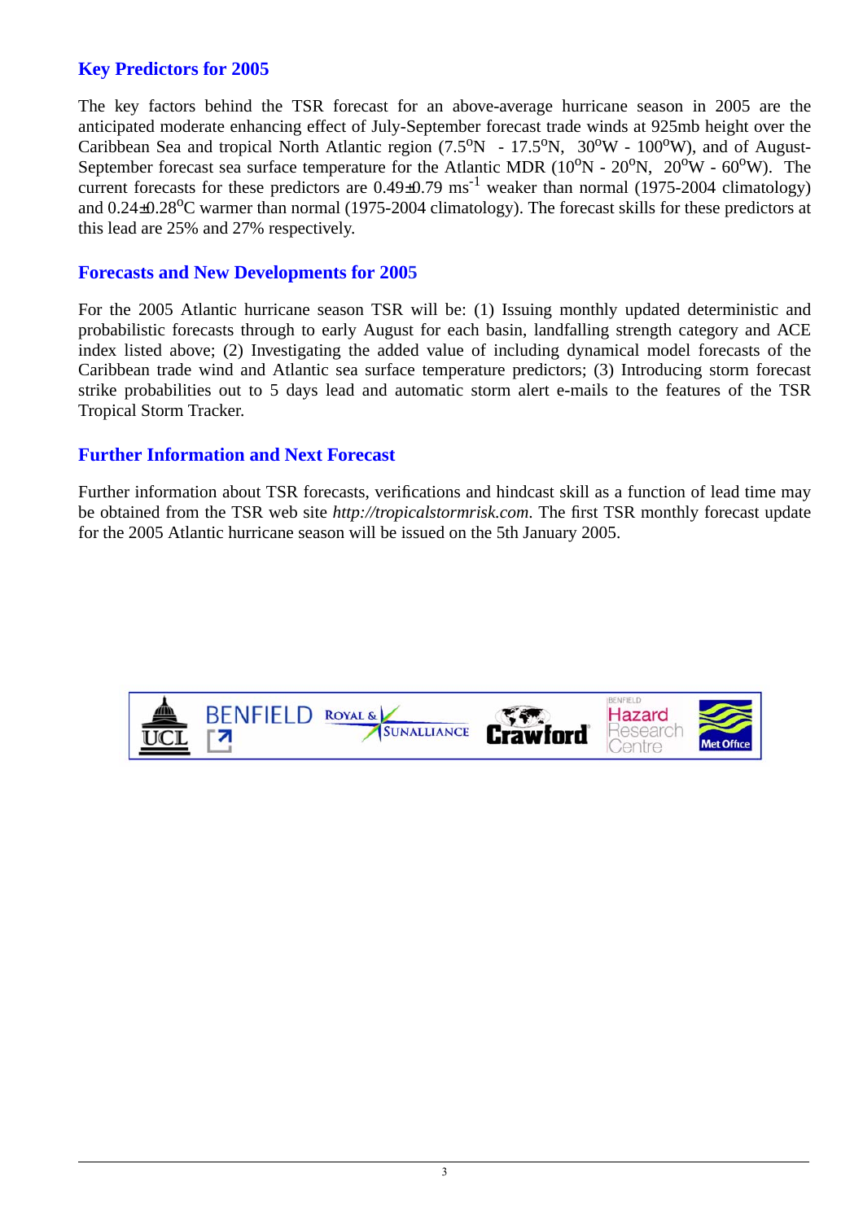## Key Predictors for 2005

The key factors behind the TSR forecast for an above-average hurricane season in 2005 are the anticipated moderate enhancing effect of July-September forecast trade winds at 925mb height over the Caribbean Sea and tropical North Atlantic region (7.5°N - 17.5°N, 30°W - 100°W), and of August-September forecast sea surface temperature for the Atlantic MDR (10°N - 20°N, 20°W - 60°W). The current forecasts for these predictors are $0.49\pm0.79$ $ms^{-1}$ weaker than normal (1975-2004 climatology) and $0.24\pm0.28$°C warmer than normal (1975-2004 climatology). The forecast skills for these predictors at this lead are 25% and 27% respectively.

## Forecasts and New Developments for 2005

For the 2005 Atlantic hurricane season TSR will be: (1) Issuing monthly updated deterministic and probabilistic forecasts through to early August for each basin, landfalling strength category and ACE index listed above; (2) Investigating the added value of including dynamical model forecasts of the Caribbean trade wind and Atlantic sea surface temperature predictors; (3) Introducing storm forecast strike probabilities out to 5 days lead and automatic storm alert e-mails to the features of the TSR Tropical Storm Tracker.

## Further Information and Next Forecast

Further information about TSR forecasts, verifications and hindcast skill as a function of lead time may be obtained from the TSR web site *http://tropicalstormrisk.com*. The first TSR monthly forecast update for the 2005 Atlantic hurricane season will be issued on the 5th January 2005.

UCL BENFIELD ROYAL & SUNALLIANCE Crawford BENFIELD Hazard Research Centre Met Office